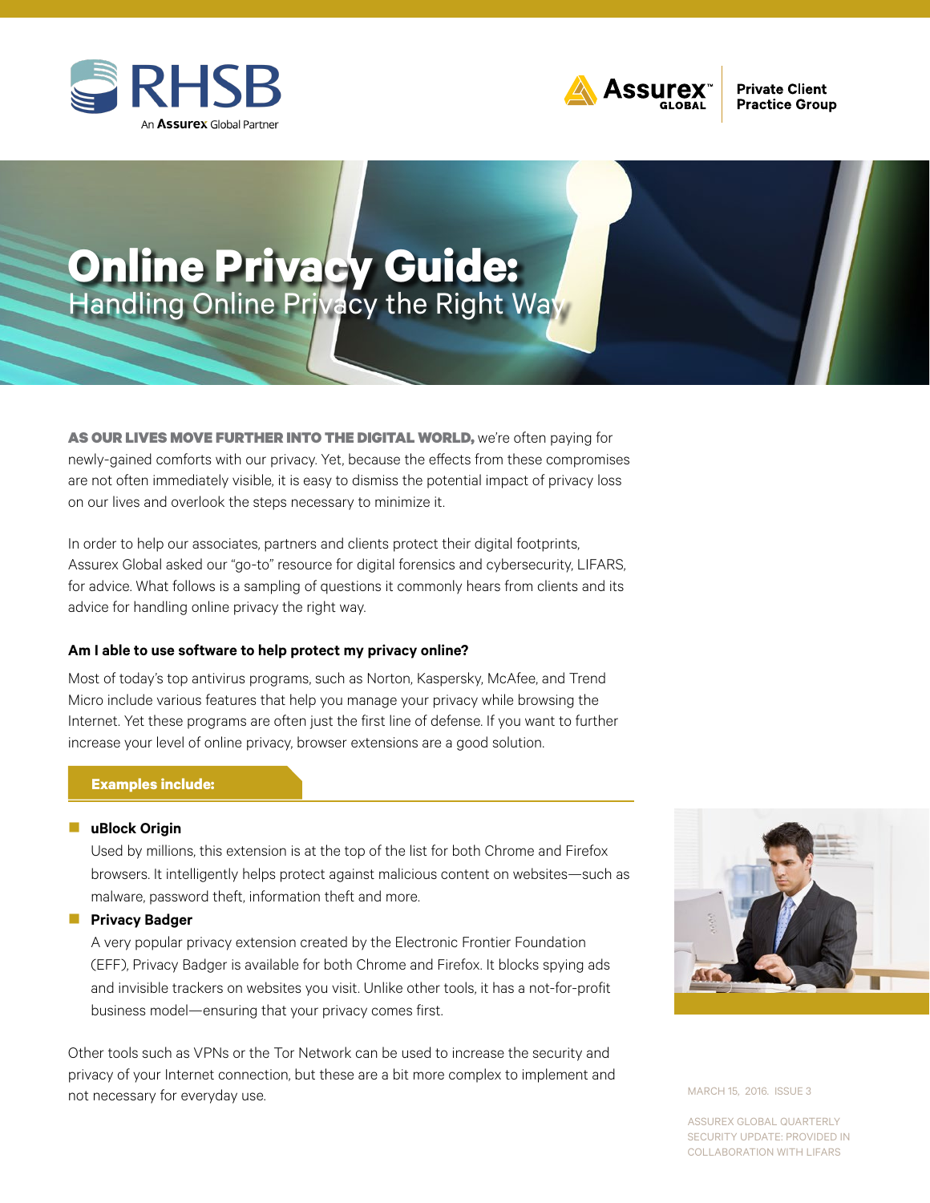RHSB

An Assurex Global Partner

Assurex GLOBAL | Private Client Practice Group

# Online Privacy Guide:
## Handling Online Privacy the Right Way

**AS OUR LIVES MOVE FURTHER INTO THE DIGITAL WORLD,** we're often paying for newly-gained comforts with our privacy. Yet, because the effects from these compromises are not often immediately visible, it is easy to dismiss the potential impact of privacy loss on our lives and overlook the steps necessary to minimize it.

In order to help our associates, partners and clients protect their digital footprints, Assurex Global asked our "go-to" resource for digital forensics and cybersecurity, LIFARS, for advice. What follows is a sampling of questions it commonly hears from clients and its advice for handling online privacy the right way.

### Am I able to use software to help protect my privacy online?

Most of today's top antivirus programs, such as Norton, Kaspersky, McAfee, and Trend Micro include various features that help you manage your privacy while browsing the Internet. Yet these programs are often just the first line of defense. If you want to further increase your level of online privacy, browser extensions are a good solution.

**Examples include:**

- **uBlock Origin**
  Used by millions, this extension is at the top of the list for both Chrome and Firefox browsers. It intelligently helps protect against malicious content on websites—such as malware, password theft, information theft and more.
- **Privacy Badger**
  A very popular privacy extension created by the Electronic Frontier Foundation (EFF), Privacy Badger is available for both Chrome and Firefox. It blocks spying ads and invisible trackers on websites you visit. Unlike other tools, it has a not-for-profit business model—ensuring that your privacy comes first.

Other tools such as VPNs or the Tor Network can be used to increase the security and privacy of your Internet connection, but these are a bit more complex to implement and not necessary for everyday use.

MARCH 15, 2016. ISSUE 3

ASSUREX GLOBAL QUARTERLY SECURITY UPDATE: PROVIDED IN COLLABORATION WITH LIFARS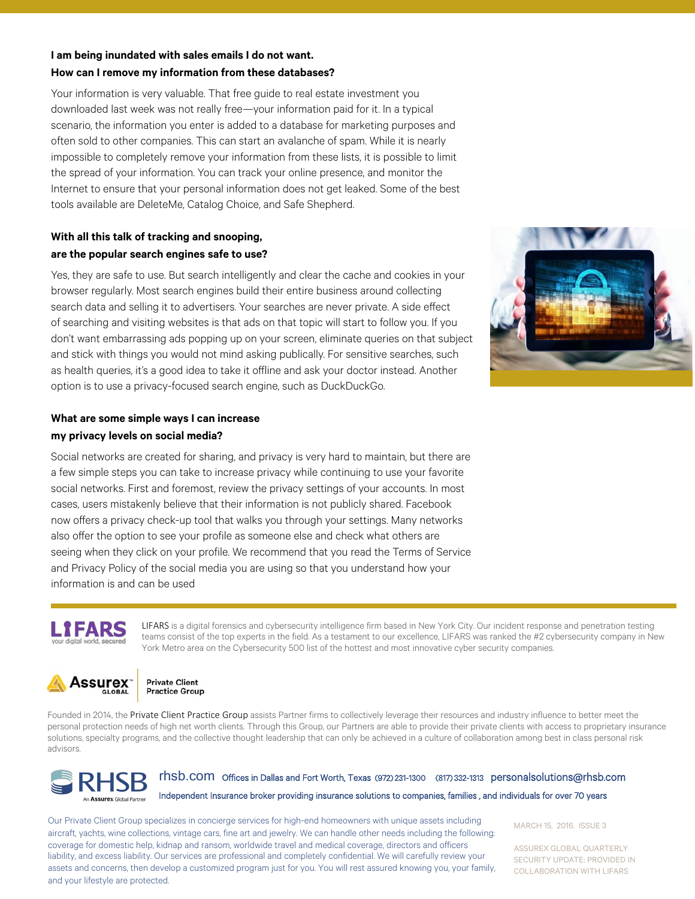**I am being inundated with sales emails I do not want.**
**How can I remove my information from these databases?**

Your information is very valuable. That free guide to real estate investment you downloaded last week was not really free—your information paid for it. In a typical scenario, the information you enter is added to a database for marketing purposes and often sold to other companies. This can start an avalanche of spam. While it is nearly impossible to completely remove your information from these lists, it is possible to limit the spread of your information. You can track your online presence, and monitor the Internet to ensure that your personal information does not get leaked. Some of the best tools available are DeleteMe, Catalog Choice, and Safe Shepherd.

**With all this talk of tracking and snooping,**
**are the popular search engines safe to use?**

Yes, they are safe to use. But search intelligently and clear the cache and cookies in your browser regularly. Most search engines build their entire business around collecting search data and selling it to advertisers. Your searches are never private. A side effect of searching and visiting websites is that ads on that topic will start to follow you. If you don't want embarrassing ads popping up on your screen, eliminate queries on that subject and stick with things you would not mind asking publically. For sensitive searches, such as health queries, it's a good idea to take it offline and ask your doctor instead. Another option is to use a privacy-focused search engine, such as DuckDuckGo.

**What are some simple ways I can increase**
**my privacy levels on social media?**

Social networks are created for sharing, and privacy is very hard to maintain, but there are a few simple steps you can take to increase privacy while continuing to use your favorite social networks. First and foremost, review the privacy settings of your accounts. In most cases, users mistakenly believe that their information is not publicly shared. Facebook now offers a privacy check-up tool that walks you through your settings. Many networks also offer the option to see your profile as someone else and check what others are seeing when they click on your profile. We recommend that you read the Terms of Service and Privacy Policy of the social media you are using so that you understand how your information is and can be used

LIFARS
your digital world, secured

LIFARS is a digital forensics and cybersecurity intelligence firm based in New York City. Our incident response and penetration testing teams consist of the top experts in the field. As a testament to our excellence, LIFARS was ranked the #2 cybersecurity company in New York Metro area on the Cybersecurity 500 list of the hottest and most innovative cyber security companies.

Assurex GLOBAL | Private Client Practice Group

Founded in 2014, the Private Client Practice Group assists Partner firms to collectively leverage their resources and industry influence to better meet the personal protection needs of high net worth clients. Through this Group, our Partners are able to provide their private clients with access to proprietary insurance solutions, specialty programs, and the collective thought leadership that can only be achieved in a culture of collaboration among best in class personal risk advisors.

RHSB
An Assurex Global Partner

rhsb.com Offices in Dallas and Fort Worth, Texas (972) 231-1300 (817) 332-1313 personalsolutions@rhsb.com

Independent Insurance broker providing insurance solutions to companies, families , and individuals for over 70 years

Our Private Client Group specializes in concierge services for high-end homeowners with unique assets including aircraft, yachts, wine collections, vintage cars, fine art and jewelry. We can handle other needs including the following: coverage for domestic help, kidnap and ransom, worldwide travel and medical coverage, directors and officers liability, and excess liability. Our services are professional and completely confidential. We will carefully review your assets and concerns, then develop a customized program just for you. You will rest assured knowing you, your family, and your lifestyle are protected.

MARCH 15, 2016. ISSUE 3

ASSUREX GLOBAL QUARTERLY SECURITY UPDATE: PROVIDED IN COLLABORATION WITH LIFARS